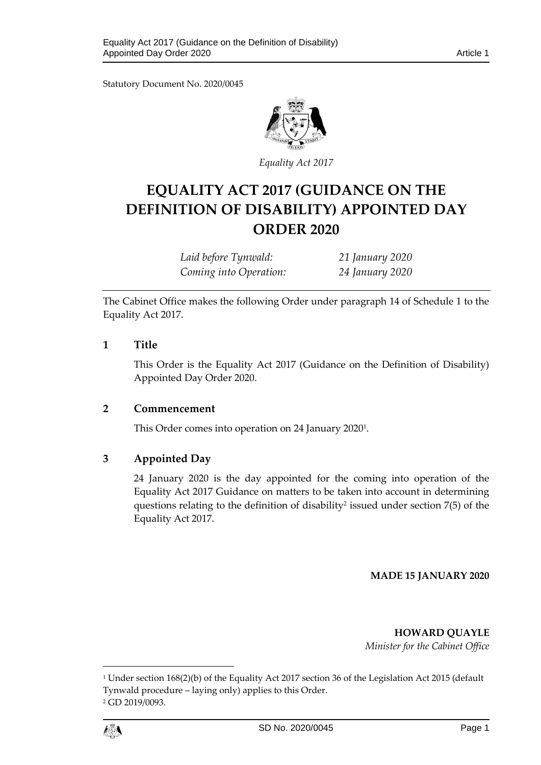Statutory Document No. 2020/0045

*Equality Act 2017*

# EQUALITY ACT 2017 (GUIDANCE ON THE DEFINITION OF DISABILITY) APPOINTED DAY ORDER 2020

| | |
|---|---|
| *Laid before Tynwald:* | *21 January 2020* |
| *Coming into Operation:* | *24 January 2020* |

The Cabinet Office makes the following Order under paragraph 14 of Schedule 1 to the Equality Act 2017.

## 1 Title

This Order is the Equality Act 2017 (Guidance on the Definition of Disability) Appointed Day Order 2020.

## 2 Commencement

This Order comes into operation on 24 January 2020[1].

## 3 Appointed Day

24 January 2020 is the day appointed for the coming into operation of the Equality Act 2017 Guidance on matters to be taken into account in determining questions relating to the definition of disability[2] issued under section 7(5) of the Equality Act 2017.

**MADE 15 JANUARY 2020**

**HOWARD QUAYLE**
*Minister for the Cabinet Office*

---

[1] Under section 168(2)(b) of the Equality Act 2017 section 36 of the Legislation Act 2015 (default Tynwald procedure – laying only) applies to this Order.

[2] GD 2019/0093.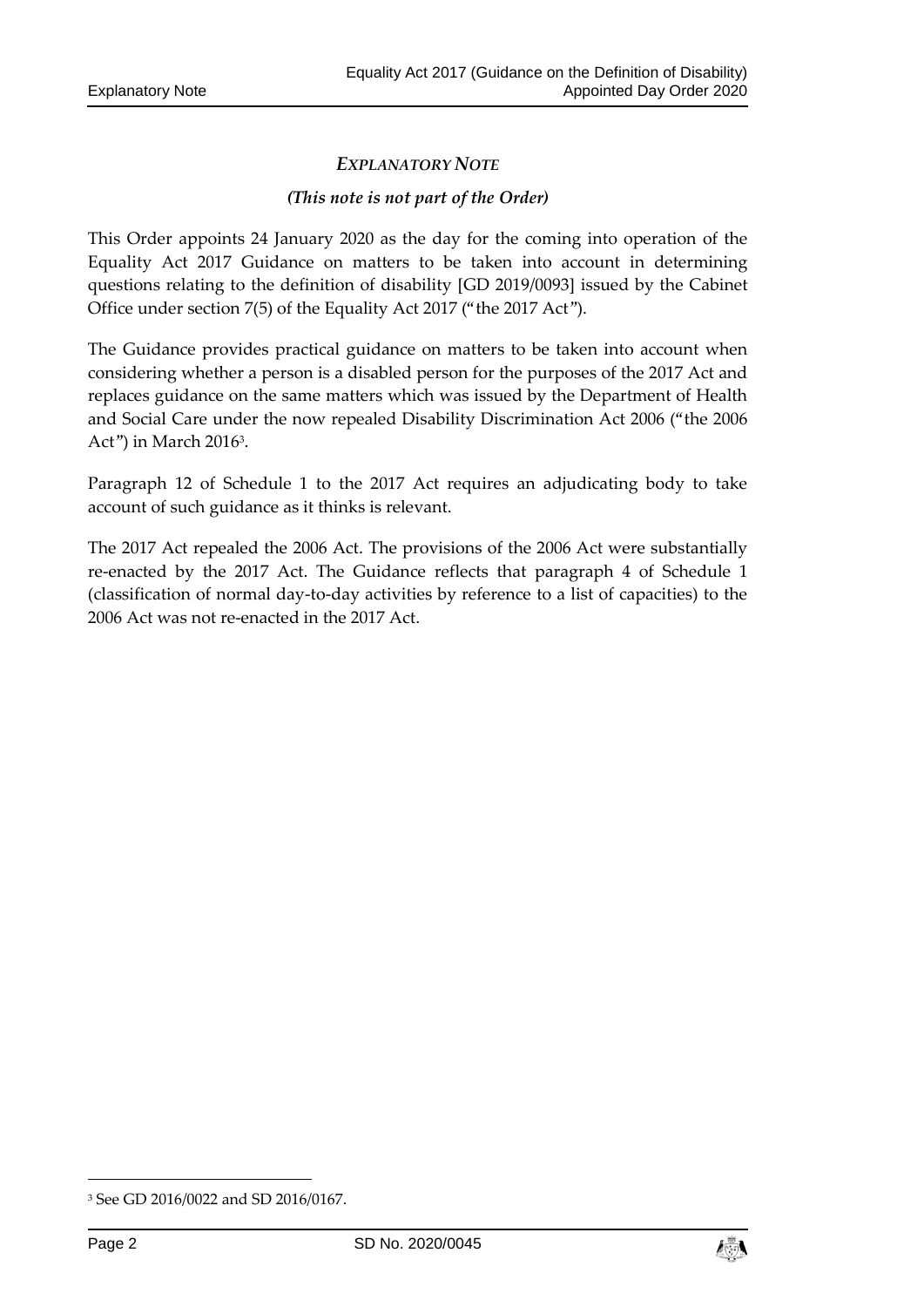## *EXPLANATORY NOTE*

***(This note is not part of the Order)***

This Order appoints 24 January 2020 as the day for the coming into operation of the Equality Act 2017 Guidance on matters to be taken into account in determining questions relating to the definition of disability [GD 2019/0093] issued by the Cabinet Office under section 7(5) of the Equality Act 2017 ("the 2017 Act").

The Guidance provides practical guidance on matters to be taken into account when considering whether a person is a disabled person for the purposes of the 2017 Act and replaces guidance on the same matters which was issued by the Department of Health and Social Care under the now repealed Disability Discrimination Act 2006 ("the 2006 Act") in March 2016[3].

Paragraph 12 of Schedule 1 to the 2017 Act requires an adjudicating body to take account of such guidance as it thinks is relevant.

The 2017 Act repealed the 2006 Act. The provisions of the 2006 Act were substantially re-enacted by the 2017 Act. The Guidance reflects that paragraph 4 of Schedule 1 (classification of normal day-to-day activities by reference to a list of capacities) to the 2006 Act was not re-enacted in the 2017 Act.

[3] See GD 2016/0022 and SD 2016/0167.